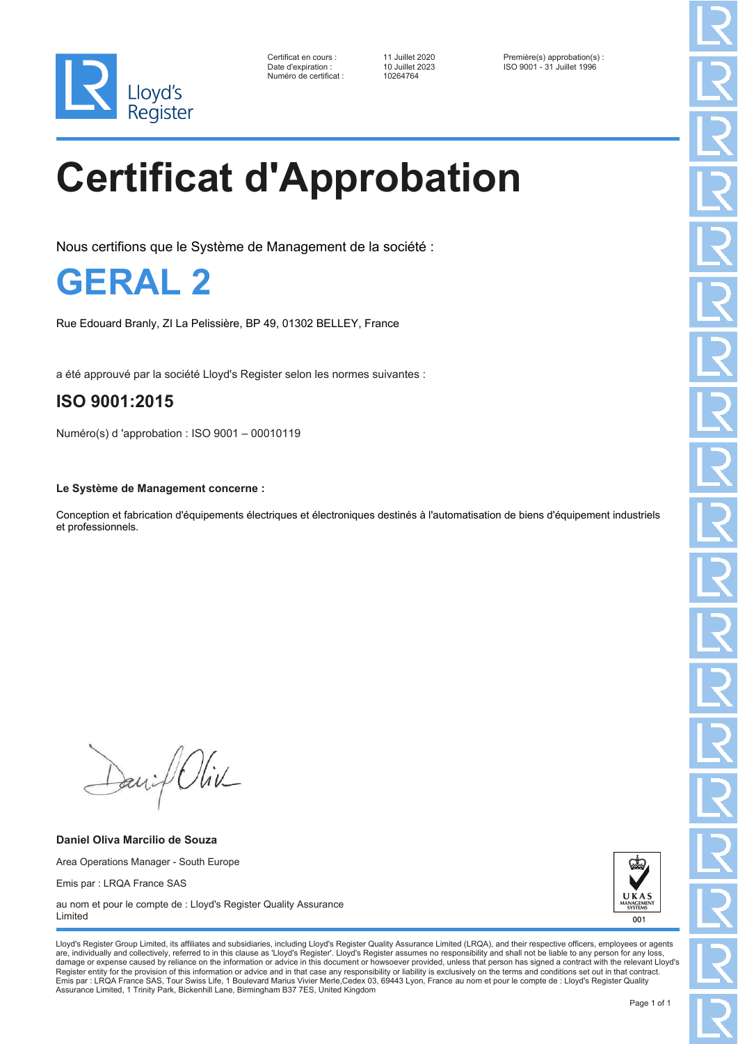| | | |
|---|---|---|
| Certificat en cours : | 11 Juillet 2020 | Première(s) approbation(s) : |
| Date d'expiration : | 10 Juillet 2023 | ISO 9001 - 31 Juillet 1996 |
| Numéro de certificat : | 10264764 | |

# Certificat d'Approbation

Nous certifions que le Système de Management de la société :

## GERAL 2

Rue Edouard Branly, ZI La Pelissière, BP 49, 01302 BELLEY, France

a été approuvé par la société Lloyd's Register selon les normes suivantes :

### ISO 9001:2015

Numéro(s) d 'approbation : ISO 9001 – 00010119

**Le Système de Management concerne :**

Conception et fabrication d'équipements électriques et électroniques destinés à l'automatisation de biens d'équipement industriels et professionnels.

**Daniel Oliva Marcilio de Souza**

Area Operations Manager - South Europe

Emis par : LRQA France SAS

au nom et pour le compte de : Lloyd's Register Quality Assurance Limited

UKAS MANAGEMENT SYSTEMS 001

Lloyd's Register Group Limited, its affiliates and subsidiaries, including Lloyd's Register Quality Assurance Limited (LRQA), and their respective officers, employees or agents are, individually and collectively, referred to in this clause as 'Lloyd's Register'. Lloyd's Register assumes no responsibility and shall not be liable to any person for any loss, damage or expense caused by reliance on the information or advice in this document or howsoever provided, unless that person has signed a contract with the relevant Lloyd's Register entity for the provision of this information or advice and in that case any responsibility or liability is exclusively on the terms and conditions set out in that contract.
Emis par : LRQA France SAS, Tour Swiss Life, 1 Boulevard Marius Vivier Merle,Cedex 03, 69443 Lyon, France au nom et pour le compte de : Lloyd's Register Quality Assurance Limited, 1 Trinity Park, Bickenhill Lane, Birmingham B37 7ES, United Kingdom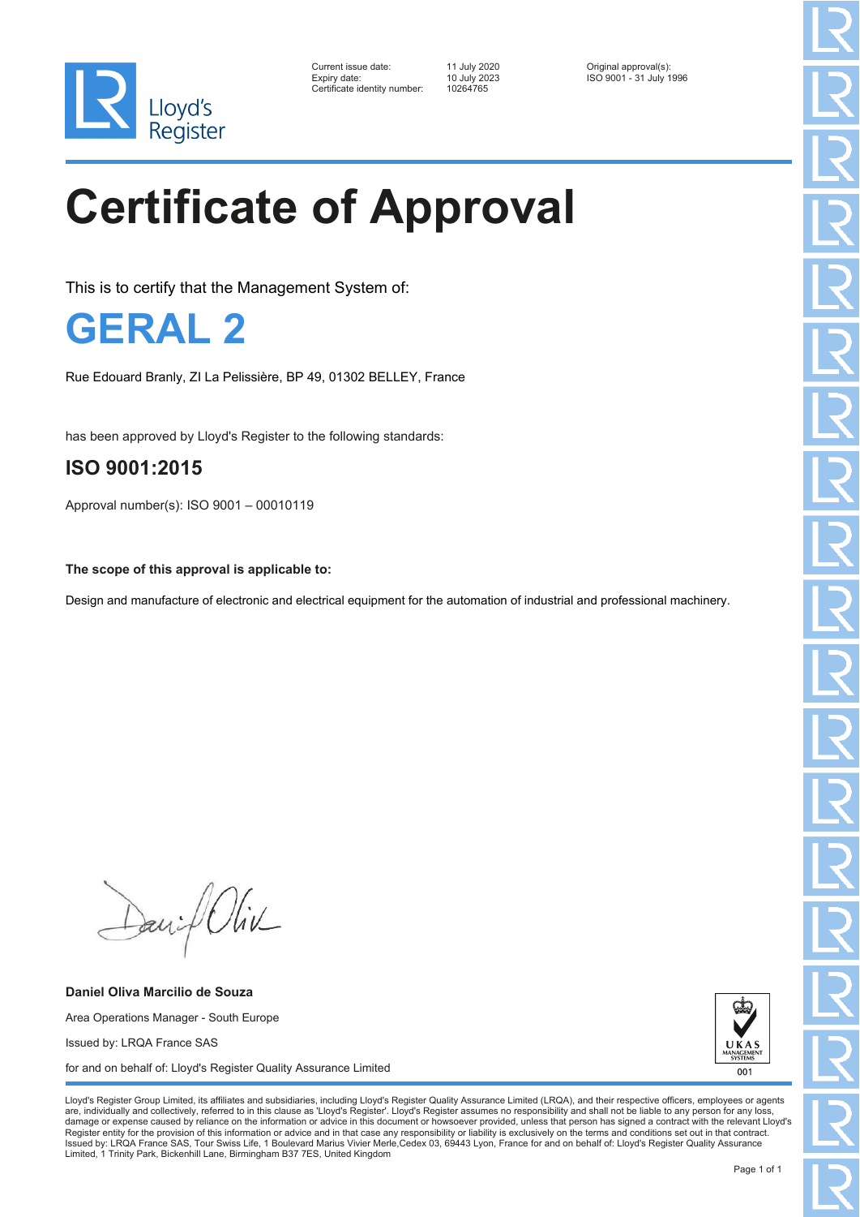Current issue date: 11 July 2020
Expiry date: 10 July 2023
Certificate identity number: 10264765

Original approval(s):
ISO 9001 - 31 July 1996

# Certificate of Approval

This is to certify that the Management System of:

## GERAL 2

Rue Edouard Branly, ZI La Pelissière, BP 49, 01302 BELLEY, France

has been approved by Lloyd's Register to the following standards:

## ISO 9001:2015

Approval number(s): ISO 9001 – 00010119

**The scope of this approval is applicable to:**

Design and manufacture of electronic and electrical equipment for the automation of industrial and professional machinery.

**Daniel Oliva Marcilio de Souza**

Area Operations Manager - South Europe

Issued by: LRQA France SAS

for and on behalf of: Lloyd's Register Quality Assurance Limited

UKAS MANAGEMENT SYSTEMS 001

Lloyd's Register Group Limited, its affiliates and subsidiaries, including Lloyd's Register Quality Assurance Limited (LRQA), and their respective officers, employees or agents are, individually and collectively, referred to in this clause as 'Lloyd's Register'. Lloyd's Register assumes no responsibility and shall not be liable to any person for any loss, damage or expense caused by reliance on the information or advice in this document or howsoever provided, unless that person has signed a contract with the relevant Lloyd's Register entity for the provision of this information or advice and in that case any responsibility or liability is exclusively on the terms and conditions set out in that contract. Issued by: LRQA France SAS, Tour Swiss Life, 1 Boulevard Marius Vivier Merle,Cedex 03, 69443 Lyon, France for and on behalf of: Lloyd's Register Quality Assurance Limited, 1 Trinity Park, Bickenhill Lane, Birmingham B37 7ES, United Kingdom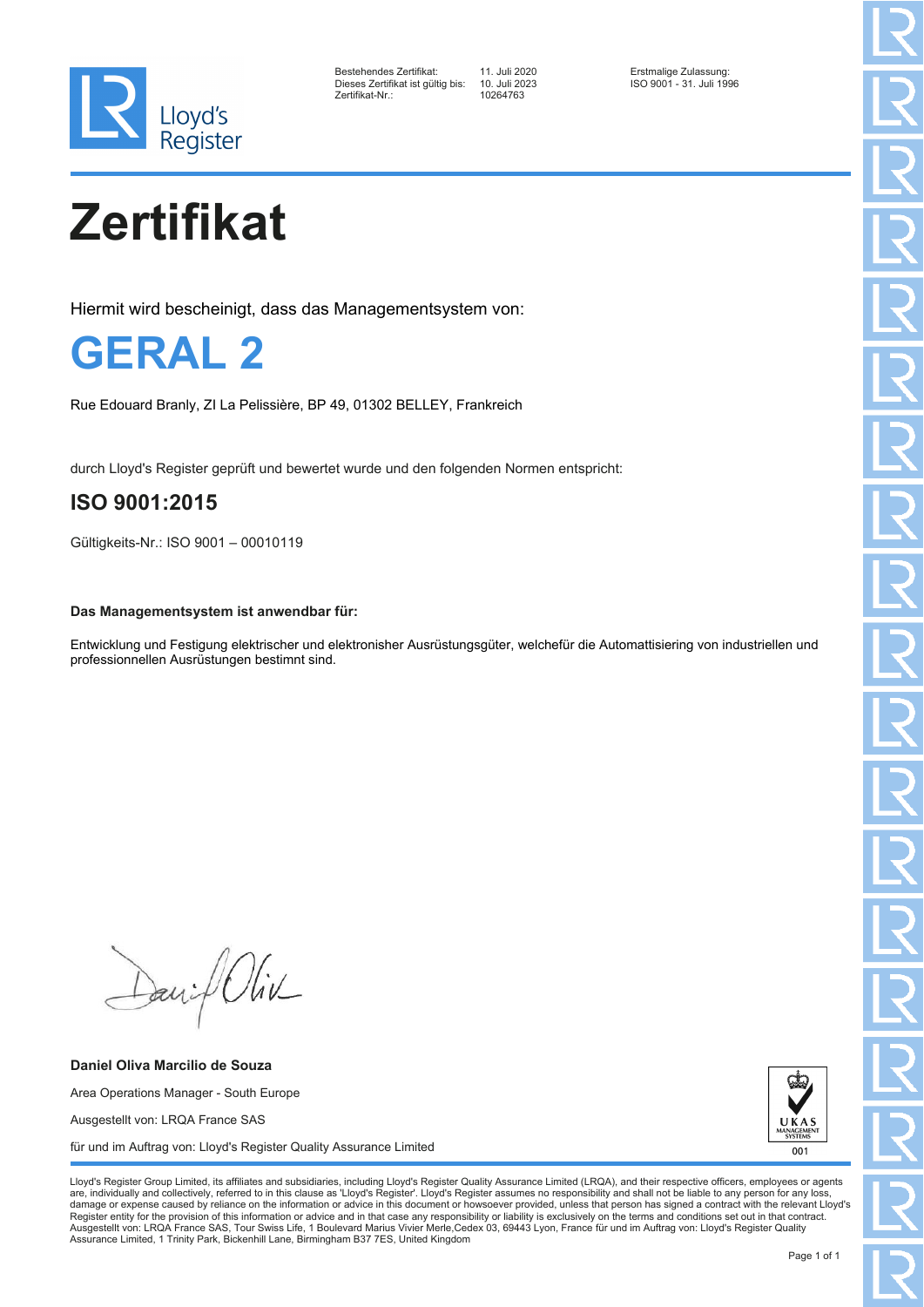Lloyd's Register

| | | |
|---|---|---|
| Bestehendes Zertifikat: | 11. Juli 2020 | Erstmalige Zulassung: |
| Dieses Zertifikat ist gültig bis: | 10. Juli 2023 | ISO 9001 - 31. Juli 1996 |
| Zertifikat-Nr.: | 10264763 | |

# Zertifikat

Hiermit wird bescheinigt, dass das Managementsystem von:

## GERAL 2

Rue Edouard Branly, ZI La Pelissière, BP 49, 01302 BELLEY, Frankreich

durch Lloyd's Register geprüft und bewertet wurde und den folgenden Normen entspricht:

## ISO 9001:2015

Gültigkeits-Nr.: ISO 9001 – 00010119

**Das Managementsystem ist anwendbar für:**

Entwicklung und Festigung elektrischer und elektronisher Ausrüstungsgüter, welchefür die Automattisiering von industriellen und professionellen Ausrüstungen bestimt sind.

**Daniel Oliva Marcilio de Souza**

Area Operations Manager - South Europe

Ausgestellt von: LRQA France SAS

für und im Auftrag von: Lloyd's Register Quality Assurance Limited

UKAS MANAGEMENT SYSTEMS 001

Lloyd's Register Group Limited, its affiliates and subsidiaries, including Lloyd's Register Quality Assurance Limited (LRQA), and their respective officers, employees or agents are, individually and collectively, referred to in this clause as 'Lloyd's Register'. Lloyd's Register assumes no responsibility and shall not be liable to any person for any loss, damage or expense caused by reliance on the information or advice in this document or howsoever provided, unless that person has signed a contract with the relevant Lloyd's Register entity for the provision of this information or advice and in that case any responsibility or liability is exclusively on the terms and conditions set out in that contract. Ausgestellt von: LRQA France SAS, Tour Swiss Life, 1 Boulevard Marius Vivier Merle,Cedex 03, 69443 Lyon, France für und im Auftrag von: Lloyd's Register Quality Assurance Limited, 1 Trinity Park, Bickenhill Lane, Birmingham B37 7ES, United Kingdom